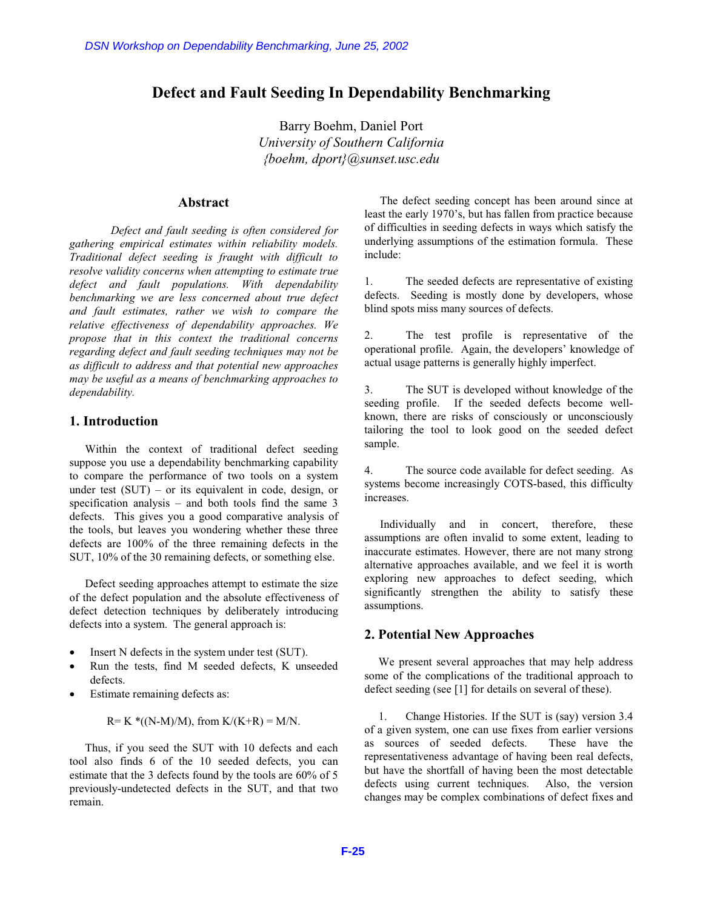# Defect and Fault Seeding In Dependability Benchmarking

Barry Boehm, Daniel Port
*University of Southern California*
*{boehm, dport}@sunset.usc.edu*

## Abstract

*Defect and fault seeding is often considered for gathering empirical estimates within reliability models. Traditional defect seeding is fraught with difficult to resolve validity concerns when attempting to estimate true defect and fault populations. With dependability benchmarking we are less concerned about true defect and fault estimates, rather we wish to compare the relative effectiveness of dependability approaches. We propose that in this context the traditional concerns regarding defect and fault seeding techniques may not be as difficult to address and that potential new approaches may be useful as a means of benchmarking approaches to dependability.*

## 1. Introduction

Within the context of traditional defect seeding suppose you use a dependability benchmarking capability to compare the performance of two tools on a system under test (SUT) – or its equivalent in code, design, or specification analysis – and both tools find the same 3 defects. This gives you a good comparative analysis of the tools, but leaves you wondering whether these three defects are 100% of the three remaining defects in the SUT, 10% of the 30 remaining defects, or something else.

Defect seeding approaches attempt to estimate the size of the defect population and the absolute effectiveness of defect detection techniques by deliberately introducing defects into a system. The general approach is:

- Insert N defects in the system under test (SUT).
- Run the tests, find M seeded defects, K unseeded defects.
- Estimate remaining defects as:

$$R = K * ((N-M)/M), \text{ from } K/(K+R) = M/N.$$

Thus, if you seed the SUT with 10 defects and each tool also finds 6 of the 10 seeded defects, you can estimate that the 3 defects found by the tools are 60% of 5 previously-undetected defects in the SUT, and that two remain.

The defect seeding concept has been around since at least the early 1970's, but has fallen from practice because of difficulties in seeding defects in ways which satisfy the underlying assumptions of the estimation formula. These include:

1. The seeded defects are representative of existing defects. Seeding is mostly done by developers, whose blind spots miss many sources of defects.

2. The test profile is representative of the operational profile. Again, the developers' knowledge of actual usage patterns is generally highly imperfect.

3. The SUT is developed without knowledge of the seeding profile. If the seeded defects become well-known, there are risks of consciously or unconsciously tailoring the tool to look good on the seeded defect sample.

4. The source code available for defect seeding. As systems become increasingly COTS-based, this difficulty increases.

Individually and in concert, therefore, these assumptions are often invalid to some extent, leading to inaccurate estimates. However, there are not many strong alternative approaches available, and we feel it is worth exploring new approaches to defect seeding, which significantly strengthen the ability to satisfy these assumptions.

## 2. Potential New Approaches

We present several approaches that may help address some of the complications of the traditional approach to defect seeding (see [1] for details on several of these).

1. Change Histories. If the SUT is (say) version 3.4 of a given system, one can use fixes from earlier versions as sources of seeded defects. These have the representativeness advantage of having been real defects, but have the shortfall of having been the most detectable defects using current techniques. Also, the version changes may be complex combinations of defect fixes and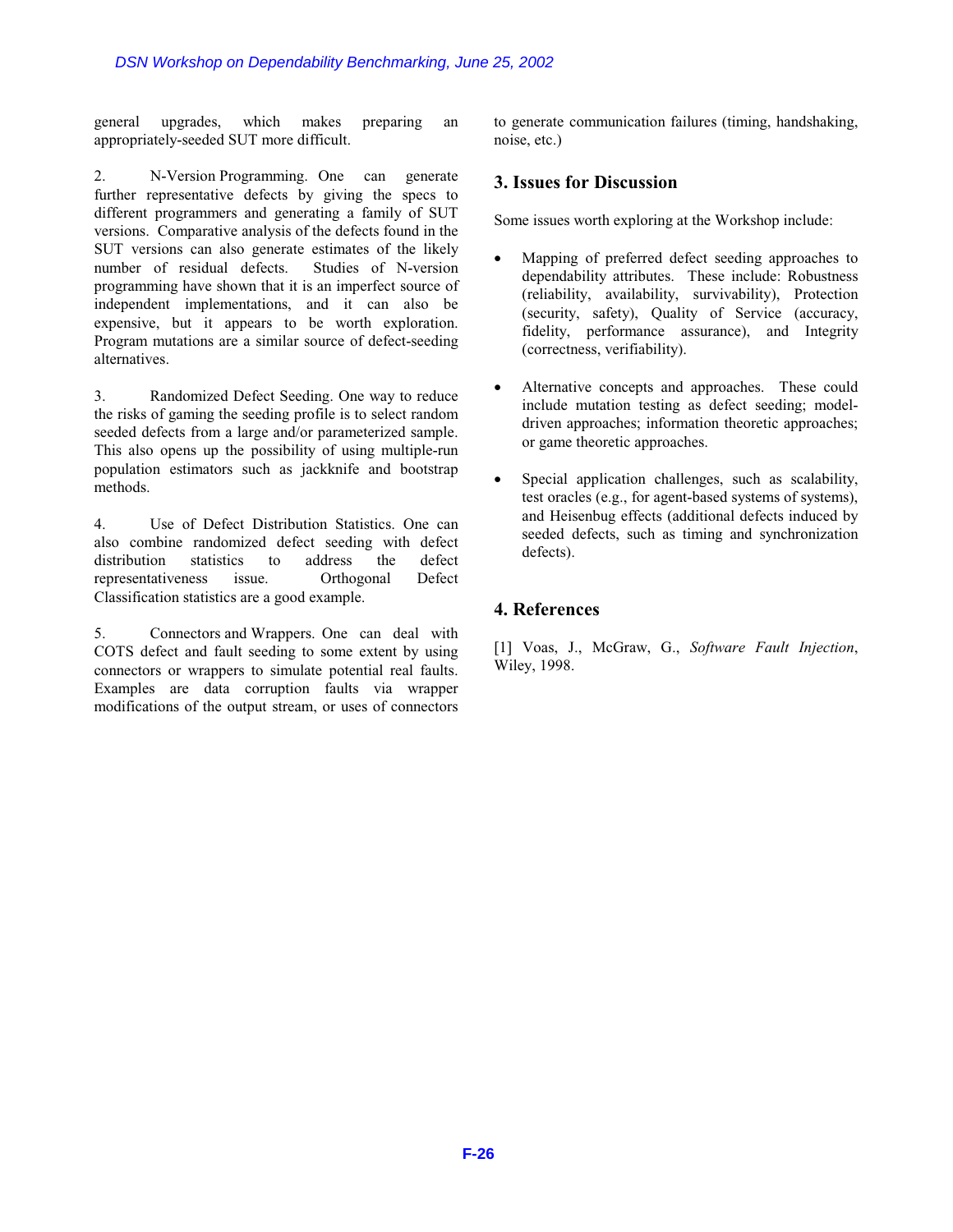general upgrades, which makes preparing an appropriately-seeded SUT more difficult.

2. N-Version Programming. One can generate further representative defects by giving the specs to different programmers and generating a family of SUT versions. Comparative analysis of the defects found in the SUT versions can also generate estimates of the likely number of residual defects. Studies of N-version programming have shown that it is an imperfect source of independent implementations, and it can also be expensive, but it appears to be worth exploration. Program mutations are a similar source of defect-seeding alternatives.

3. Randomized Defect Seeding. One way to reduce the risks of gaming the seeding profile is to select random seeded defects from a large and/or parameterized sample. This also opens up the possibility of using multiple-run population estimators such as jackknife and bootstrap methods.

4. Use of Defect Distribution Statistics. One can also combine randomized defect seeding with defect distribution statistics to address the defect representativeness issue. Orthogonal Defect Classification statistics are a good example.

5. Connectors and Wrappers. One can deal with COTS defect and fault seeding to some extent by using connectors or wrappers to simulate potential real faults. Examples are data corruption faults via wrapper modifications of the output stream, or uses of connectors to generate communication failures (timing, handshaking, noise, etc.)

## 3. Issues for Discussion

Some issues worth exploring at the Workshop include:

- Mapping of preferred defect seeding approaches to dependability attributes. These include: Robustness (reliability, availability, survivability), Protection (security, safety), Quality of Service (accuracy, fidelity, performance assurance), and Integrity (correctness, verifiability).
- Alternative concepts and approaches. These could include mutation testing as defect seeding; model-driven approaches; information theoretic approaches; or game theoretic approaches.
- Special application challenges, such as scalability, test oracles (e.g., for agent-based systems of systems), and Heisenbug effects (additional defects induced by seeded defects, such as timing and synchronization defects).

## 4. References

[1] Voas, J., McGraw, G., *Software Fault Injection*, Wiley, 1998.